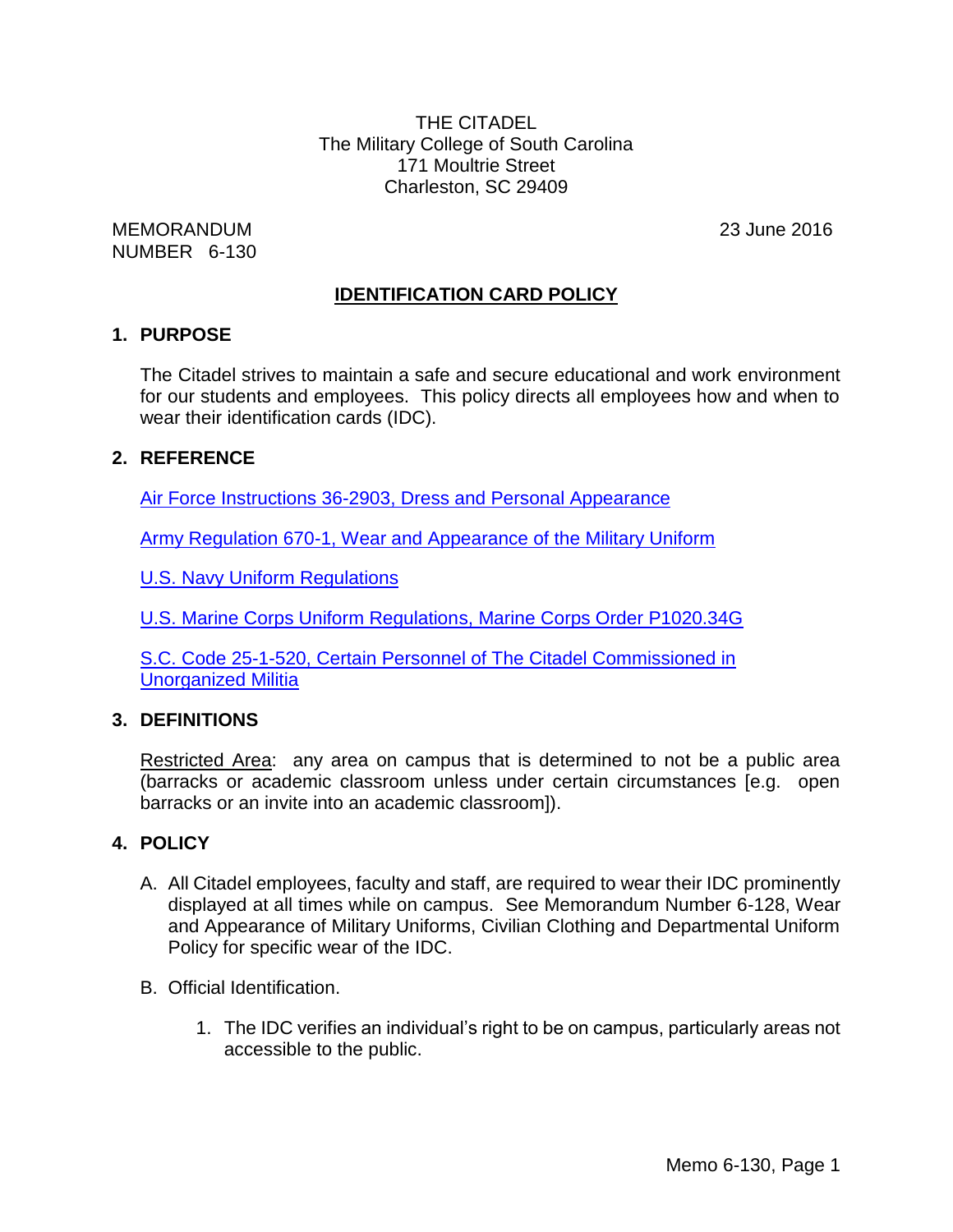THE CITADEL
The Military College of South Carolina
171 Moultrie Street
Charleston, SC 29409

MEMORANDUM
NUMBER 6-130

23 June 2016

# IDENTIFICATION CARD POLICY

## 1. PURPOSE

The Citadel strives to maintain a safe and secure educational and work environment for our students and employees. This policy directs all employees how and when to wear their identification cards (IDC).

## 2. REFERENCE

Air Force Instructions 36-2903, Dress and Personal Appearance

Army Regulation 670-1, Wear and Appearance of the Military Uniform

U.S. Navy Uniform Regulations

U.S. Marine Corps Uniform Regulations, Marine Corps Order P1020.34G

S.C. Code 25-1-520, Certain Personnel of The Citadel Commissioned in Unorganized Militia

## 3. DEFINITIONS

Restricted Area: any area on campus that is determined to not be a public area (barracks or academic classroom unless under certain circumstances [e.g. open barracks or an invite into an academic classroom]).

## 4. POLICY

A. All Citadel employees, faculty and staff, are required to wear their IDC prominently displayed at all times while on campus. See Memorandum Number 6-128, Wear and Appearance of Military Uniforms, Civilian Clothing and Departmental Uniform Policy for specific wear of the IDC.

B. Official Identification.

1. The IDC verifies an individual's right to be on campus, particularly areas not accessible to the public.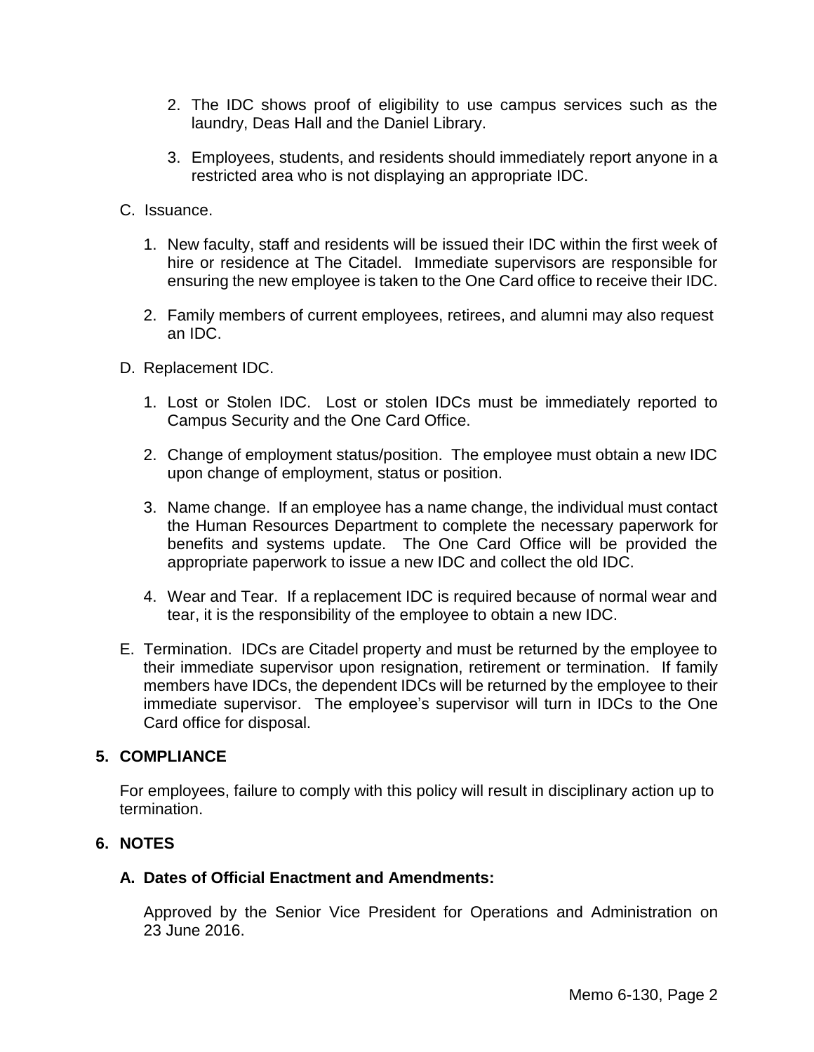2. The IDC shows proof of eligibility to use campus services such as the laundry, Deas Hall and the Daniel Library.

3. Employees, students, and residents should immediately report anyone in a restricted area who is not displaying an appropriate IDC.

C. Issuance.

1. New faculty, staff and residents will be issued their IDC within the first week of hire or residence at The Citadel. Immediate supervisors are responsible for ensuring the new employee is taken to the One Card office to receive their IDC.

2. Family members of current employees, retirees, and alumni may also request an IDC.

D. Replacement IDC.

1. Lost or Stolen IDC. Lost or stolen IDCs must be immediately reported to Campus Security and the One Card Office.

2. Change of employment status/position. The employee must obtain a new IDC upon change of employment, status or position.

3. Name change. If an employee has a name change, the individual must contact the Human Resources Department to complete the necessary paperwork for benefits and systems update. The One Card Office will be provided the appropriate paperwork to issue a new IDC and collect the old IDC.

4. Wear and Tear. If a replacement IDC is required because of normal wear and tear, it is the responsibility of the employee to obtain a new IDC.

E. Termination. IDCs are Citadel property and must be returned by the employee to their immediate supervisor upon resignation, retirement or termination. If family members have IDCs, the dependent IDCs will be returned by the employee to their immediate supervisor. The employee's supervisor will turn in IDCs to the One Card office for disposal.

## 5. COMPLIANCE

For employees, failure to comply with this policy will result in disciplinary action up to termination.

## 6. NOTES

### A. Dates of Official Enactment and Amendments:

Approved by the Senior Vice President for Operations and Administration on 23 June 2016.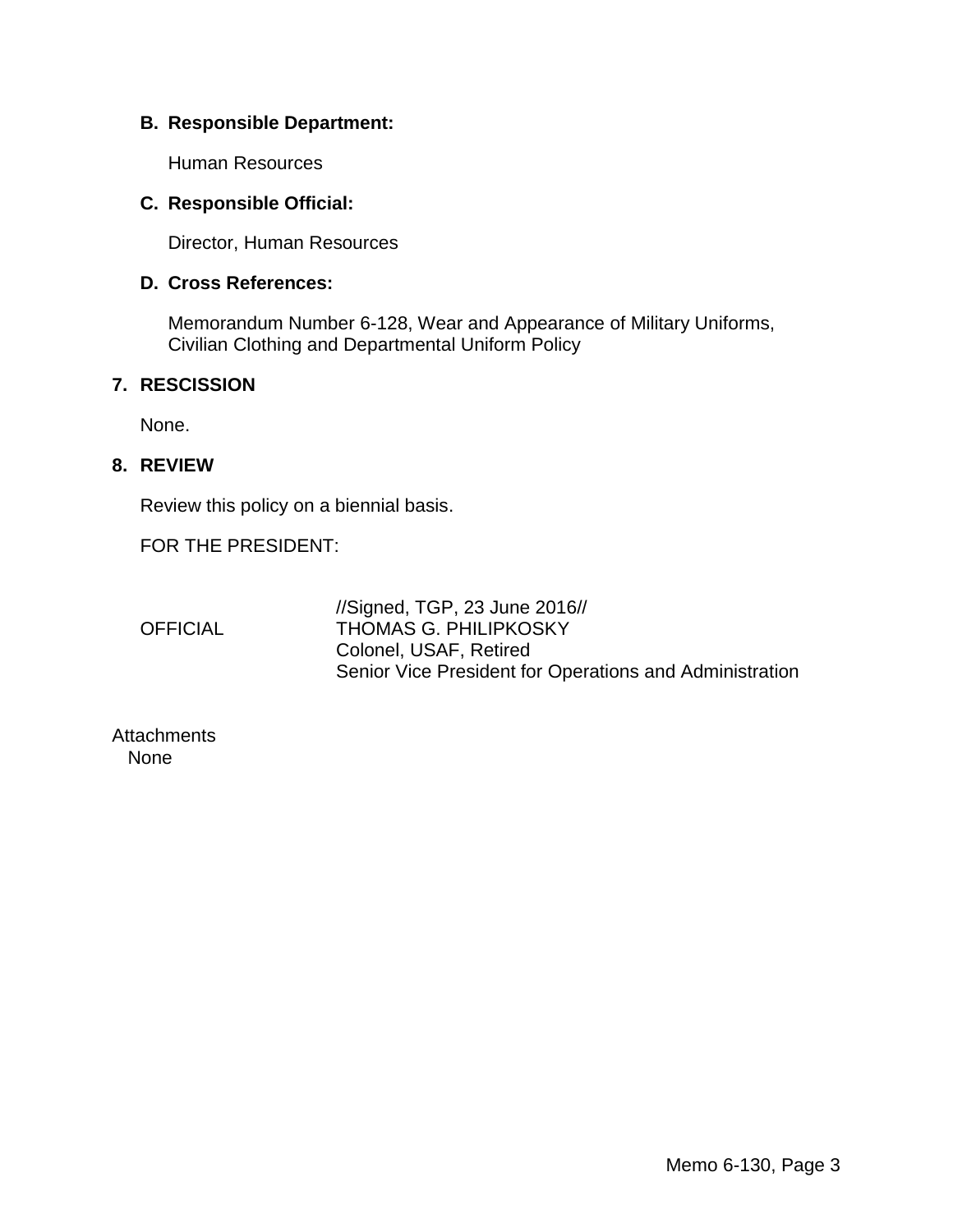### B. Responsible Department:

Human Resources

### C. Responsible Official:

Director, Human Resources

### D. Cross References:

Memorandum Number 6-128, Wear and Appearance of Military Uniforms, Civilian Clothing and Departmental Uniform Policy

## 7. RESCISSION

None.

## 8. REVIEW

Review this policy on a biennial basis.

FOR THE PRESIDENT:

OFFICIAL

//Signed, TGP, 23 June 2016//
THOMAS G. PHILIPKOSKY
Colonel, USAF, Retired
Senior Vice President for Operations and Administration

Attachments
None